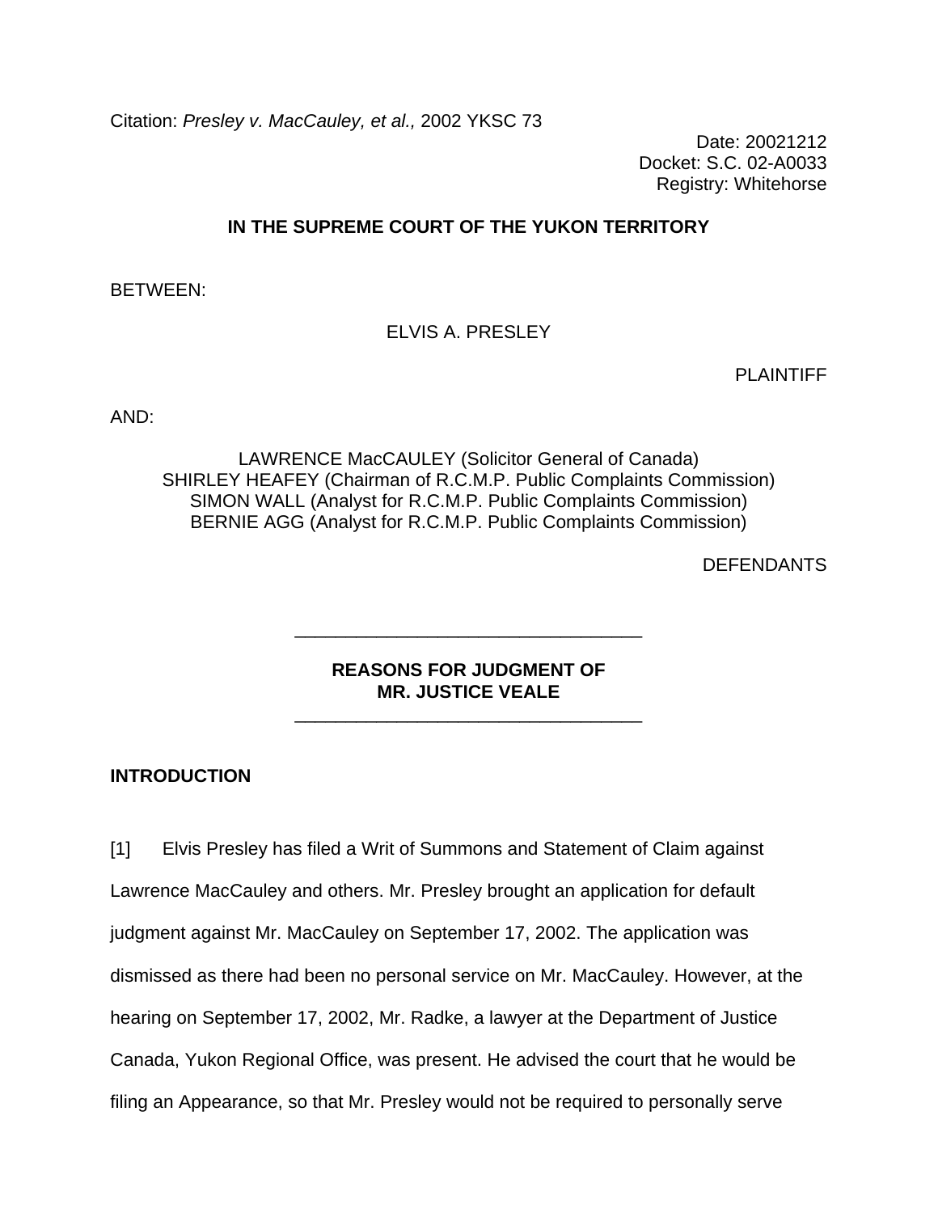Citation: *Presley v. MacCauley, et al.,* 2002 YKSC 73

Date: 20021212
Docket: S.C. 02-A0033
Registry: Whitehorse

**IN THE SUPREME COURT OF THE YUKON TERRITORY**

BETWEEN:

ELVIS A. PRESLEY

PLAINTIFF

AND:

LAWRENCE MacCAULEY (Solicitor General of Canada)
SHIRLEY HEAFEY (Chairman of R.C.M.P. Public Complaints Commission)
SIMON WALL (Analyst for R.C.M.P. Public Complaints Commission)
BERNIE AGG (Analyst for R.C.M.P. Public Complaints Commission)

DEFENDANTS

---

**REASONS FOR JUDGMENT OF**
**MR. JUSTICE VEALE**

---

**INTRODUCTION**

[1] Elvis Presley has filed a Writ of Summons and Statement of Claim against Lawrence MacCauley and others. Mr. Presley brought an application for default judgment against Mr. MacCauley on September 17, 2002. The application was dismissed as there had been no personal service on Mr. MacCauley. However, at the hearing on September 17, 2002, Mr. Radke, a lawyer at the Department of Justice Canada, Yukon Regional Office, was present. He advised the court that he would be filing an Appearance, so that Mr. Presley would not be required to personally serve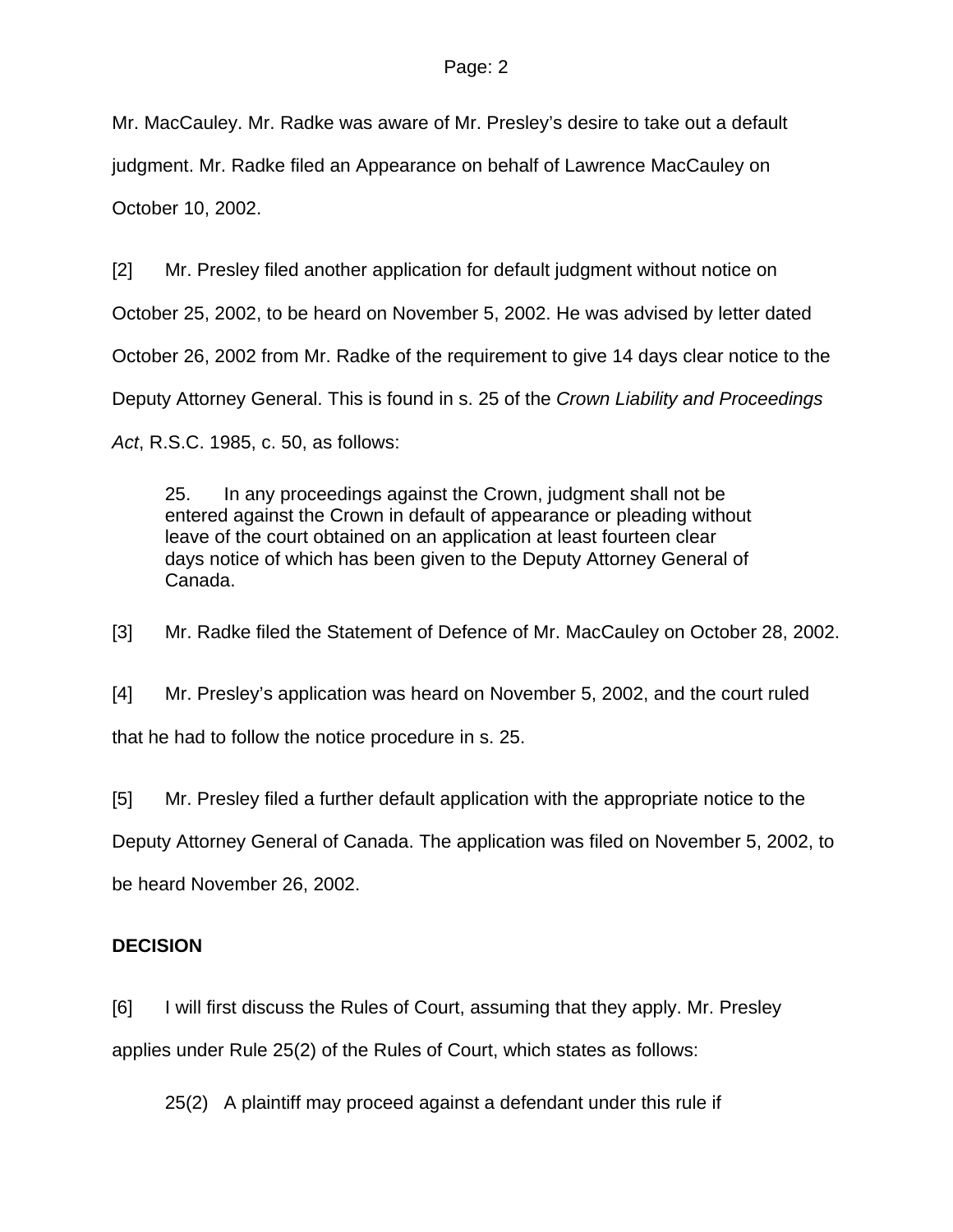Mr. MacCauley. Mr. Radke was aware of Mr. Presley's desire to take out a default judgment. Mr. Radke filed an Appearance on behalf of Lawrence MacCauley on October 10, 2002.

[2] Mr. Presley filed another application for default judgment without notice on October 25, 2002, to be heard on November 5, 2002. He was advised by letter dated October 26, 2002 from Mr. Radke of the requirement to give 14 days clear notice to the Deputy Attorney General. This is found in s. 25 of the *Crown Liability and Proceedings Act*, R.S.C. 1985, c. 50, as follows:

> 25. In any proceedings against the Crown, judgment shall not be entered against the Crown in default of appearance or pleading without leave of the court obtained on an application at least fourteen clear days notice of which has been given to the Deputy Attorney General of Canada.

[3] Mr. Radke filed the Statement of Defence of Mr. MacCauley on October 28, 2002.

[4] Mr. Presley's application was heard on November 5, 2002, and the court ruled that he had to follow the notice procedure in s. 25.

[5] Mr. Presley filed a further default application with the appropriate notice to the Deputy Attorney General of Canada. The application was filed on November 5, 2002, to be heard November 26, 2002.

## DECISION

[6] I will first discuss the Rules of Court, assuming that they apply. Mr. Presley applies under Rule 25(2) of the Rules of Court, which states as follows:

> 25(2) A plaintiff may proceed against a defendant under this rule if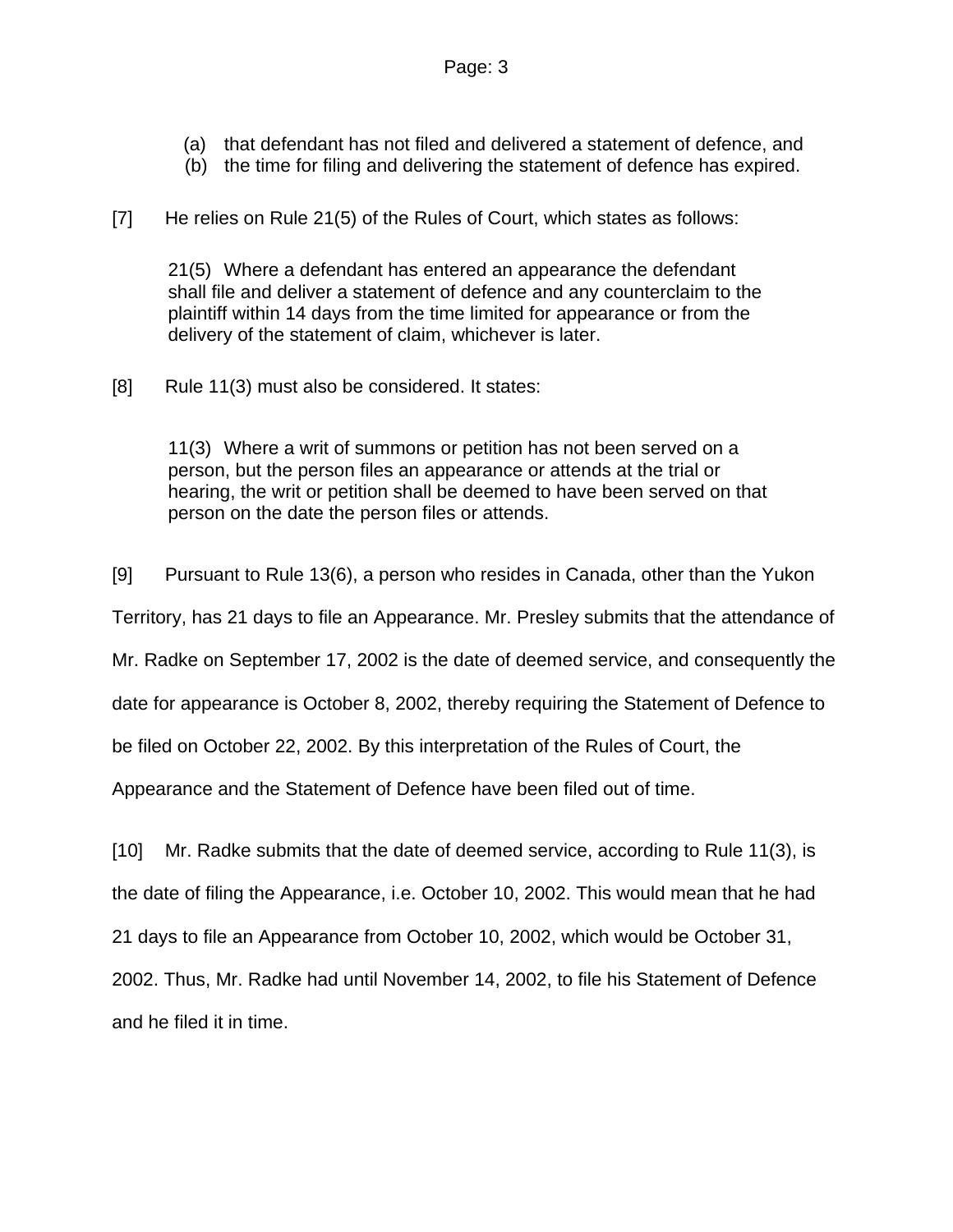(a) that defendant has not filed and delivered a statement of defence, and
(b) the time for filing and delivering the statement of defence has expired.

[7] He relies on Rule 21(5) of the Rules of Court, which states as follows:

> 21(5) Where a defendant has entered an appearance the defendant shall file and deliver a statement of defence and any counterclaim to the plaintiff within 14 days from the time limited for appearance or from the delivery of the statement of claim, whichever is later.

[8] Rule 11(3) must also be considered. It states:

> 11(3) Where a writ of summons or petition has not been served on a person, but the person files an appearance or attends at the trial or hearing, the writ or petition shall be deemed to have been served on that person on the date the person files or attends.

[9] Pursuant to Rule 13(6), a person who resides in Canada, other than the Yukon Territory, has 21 days to file an Appearance. Mr. Presley submits that the attendance of Mr. Radke on September 17, 2002 is the date of deemed service, and consequently the date for appearance is October 8, 2002, thereby requiring the Statement of Defence to be filed on October 22, 2002. By this interpretation of the Rules of Court, the Appearance and the Statement of Defence have been filed out of time.

[10] Mr. Radke submits that the date of deemed service, according to Rule 11(3), is the date of filing the Appearance, i.e. October 10, 2002. This would mean that he had 21 days to file an Appearance from October 10, 2002, which would be October 31, 2002. Thus, Mr. Radke had until November 14, 2002, to file his Statement of Defence and he filed it in time.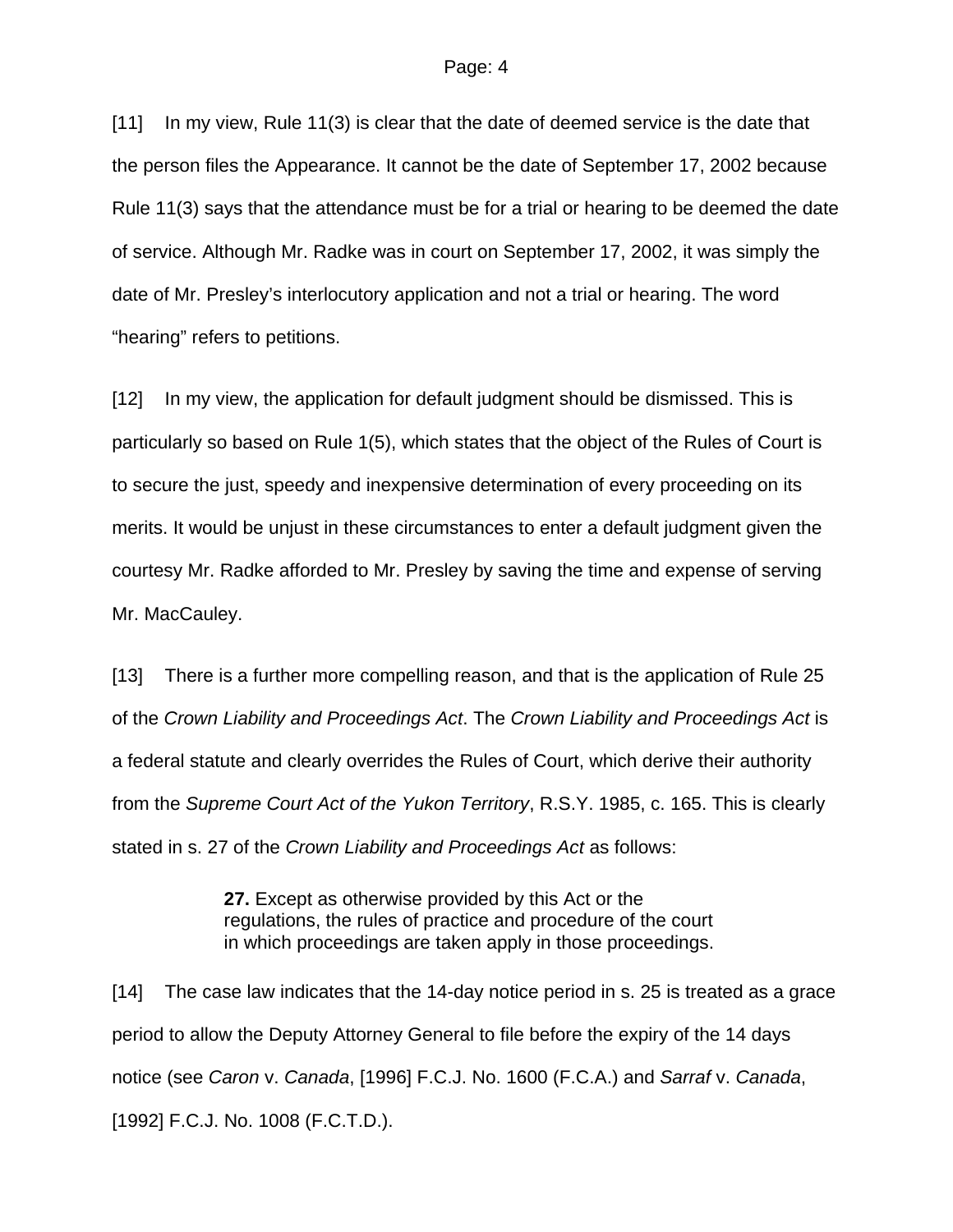[11] In my view, Rule 11(3) is clear that the date of deemed service is the date that the person files the Appearance. It cannot be the date of September 17, 2002 because Rule 11(3) says that the attendance must be for a trial or hearing to be deemed the date of service. Although Mr. Radke was in court on September 17, 2002, it was simply the date of Mr. Presley's interlocutory application and not a trial or hearing. The word "hearing" refers to petitions.

[12] In my view, the application for default judgment should be dismissed. This is particularly so based on Rule 1(5), which states that the object of the Rules of Court is to secure the just, speedy and inexpensive determination of every proceeding on its merits. It would be unjust in these circumstances to enter a default judgment given the courtesy Mr. Radke afforded to Mr. Presley by saving the time and expense of serving Mr. MacCauley.

[13] There is a further more compelling reason, and that is the application of Rule 25 of the *Crown Liability and Proceedings Act*. The *Crown Liability and Proceedings Act* is a federal statute and clearly overrides the Rules of Court, which derive their authority from the *Supreme Court Act of the Yukon Territory*, R.S.Y. 1985, c. 165. This is clearly stated in s. 27 of the *Crown Liability and Proceedings Act* as follows:

> **27.** Except as otherwise provided by this Act or the regulations, the rules of practice and procedure of the court in which proceedings are taken apply in those proceedings.

[14] The case law indicates that the 14-day notice period in s. 25 is treated as a grace period to allow the Deputy Attorney General to file before the expiry of the 14 days notice (see *Caron* v. *Canada*, [1996] F.C.J. No. 1600 (F.C.A.) and *Sarraf* v. *Canada*, [1992] F.C.J. No. 1008 (F.C.T.D.).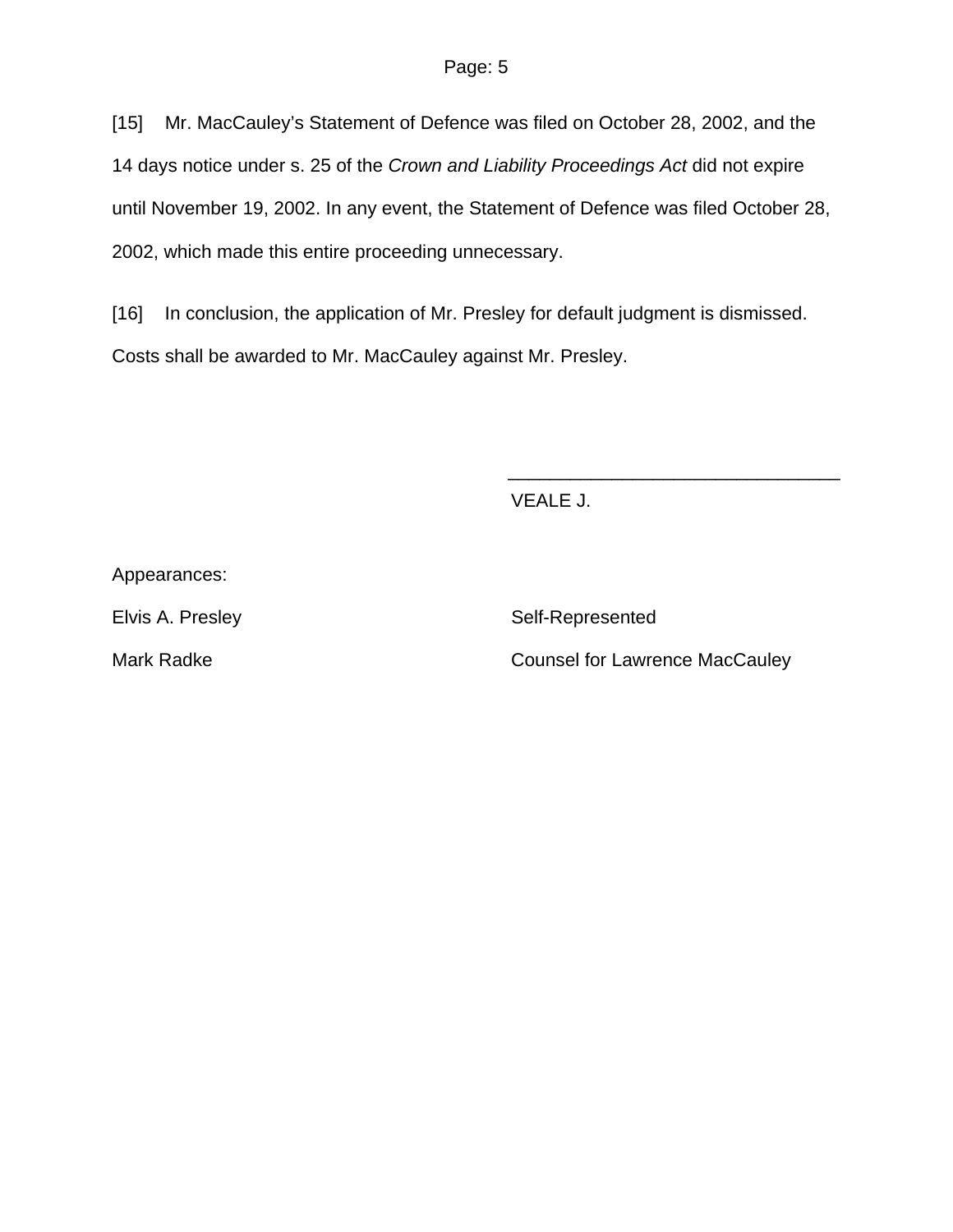[15] Mr. MacCauley's Statement of Defence was filed on October 28, 2002, and the 14 days notice under s. 25 of the *Crown and Liability Proceedings Act* did not expire until November 19, 2002. In any event, the Statement of Defence was filed October 28, 2002, which made this entire proceeding unnecessary.

[16] In conclusion, the application of Mr. Presley for default judgment is dismissed. Costs shall be awarded to Mr. MacCauley against Mr. Presley.

\_\_\_\_\_\_\_\_\_\_\_\_\_\_\_\_\_\_\_\_\_\_\_\_\_\_\_\_\_\_\_\_

VEALE J.

Appearances:

| | |
|---|---|
| Elvis A. Presley | Self-Represented |
| Mark Radke | Counsel for Lawrence MacCauley |